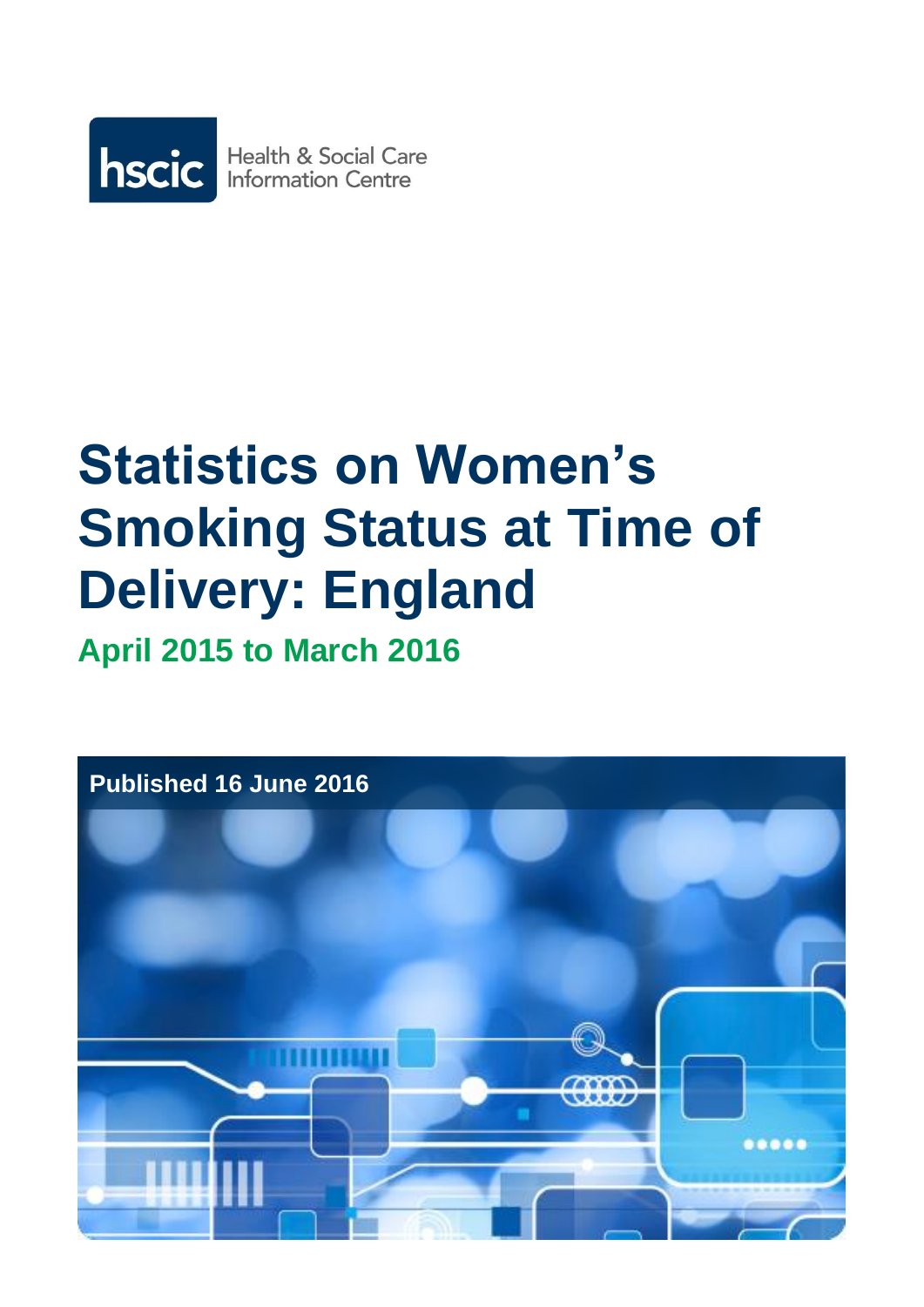hscic Health & Social Care Information Centre

# Statistics on Women's Smoking Status at Time of Delivery: England

## April 2015 to March 2016

**Published 16 June 2016**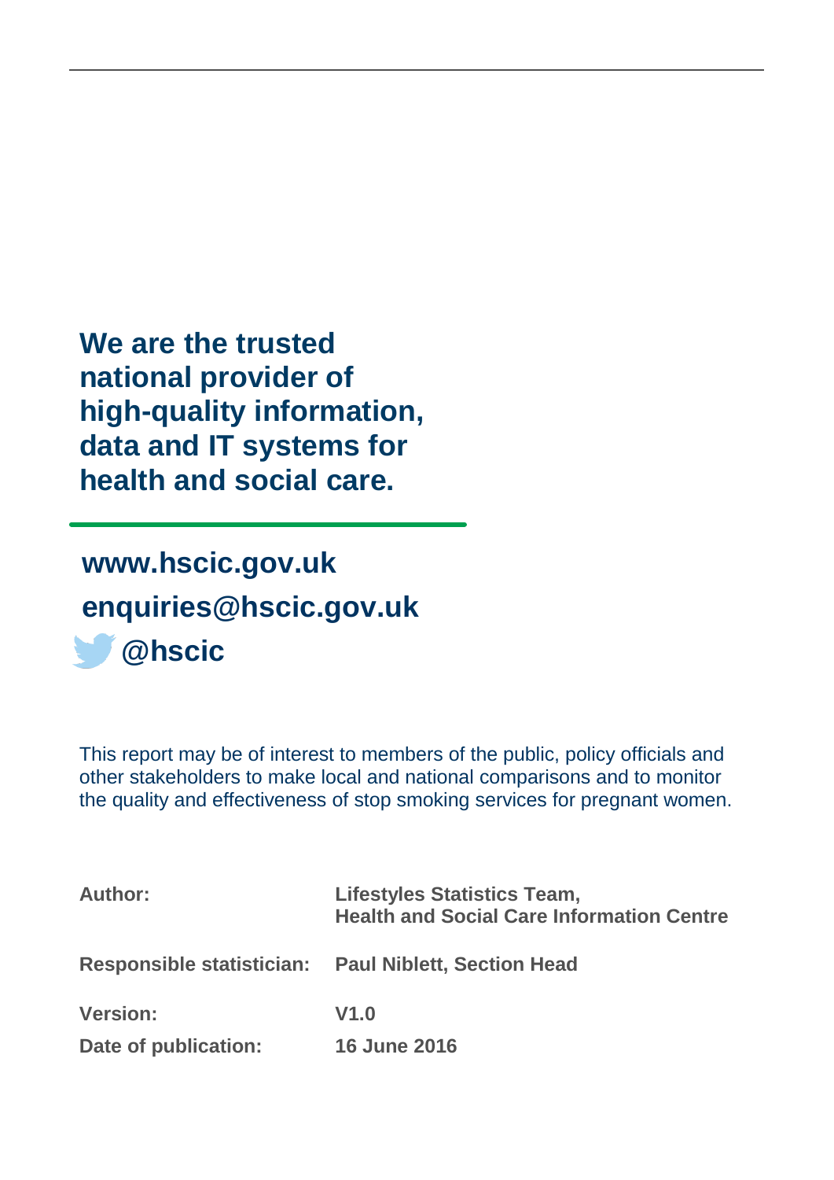**We are the trusted national provider of high-quality information, data and IT systems for health and social care.**

**www.hscic.gov.uk**
**enquiries@hscic.gov.uk**
**@hscic**

This report may be of interest to members of the public, policy officials and other stakeholders to make local and national comparisons and to monitor the quality and effectiveness of stop smoking services for pregnant women.

| | |
|---|---|
| **Author:** | **Lifestyles Statistics Team, Health and Social Care Information Centre** |
| **Responsible statistician:** | **Paul Niblett, Section Head** |
| **Version:** | **V1.0** |
| **Date of publication:** | **16 June 2016** |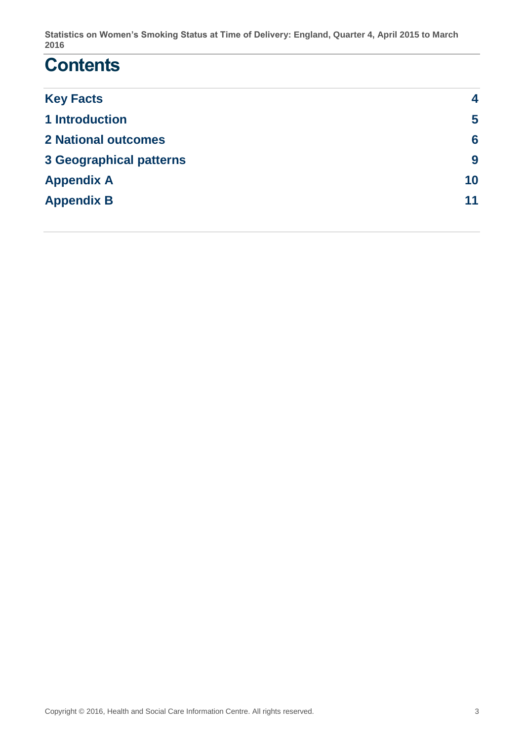# Contents

| | |
|---|---|
| **Key Facts** | **4** |
| **1 Introduction** | **5** |
| **2 National outcomes** | **6** |
| **3 Geographical patterns** | **9** |
| **Appendix A** | **10** |
| **Appendix B** | **11** |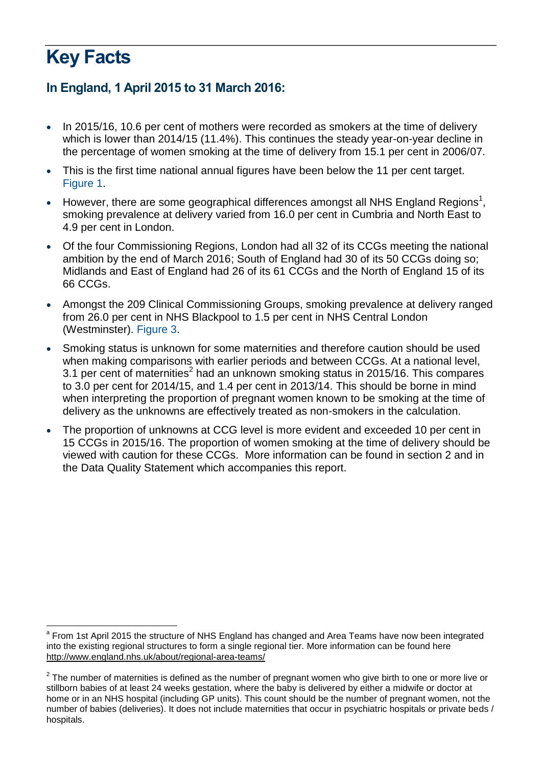# Key Facts

## In England, 1 April 2015 to 31 March 2016:

- In 2015/16, 10.6 per cent of mothers were recorded as smokers at the time of delivery which is lower than 2014/15 (11.4%). This continues the steady year-on-year decline in the percentage of women smoking at the time of delivery from 15.1 per cent in 2006/07.
- This is the first time national annual figures have been below the 11 per cent target. Figure 1.
- However, there are some geographical differences amongst all NHS England Regions[1], smoking prevalence at delivery varied from 16.0 per cent in Cumbria and North East to 4.9 per cent in London.
- Of the four Commissioning Regions, London had all 32 of its CCGs meeting the national ambition by the end of March 2016; South of England had 30 of its 50 CCGs doing so; Midlands and East of England had 26 of its 61 CCGs and the North of England 15 of its 66 CCGs.
- Amongst the 209 Clinical Commissioning Groups, smoking prevalence at delivery ranged from 26.0 per cent in NHS Blackpool to 1.5 per cent in NHS Central London (Westminster). Figure 3.
- Smoking status is unknown for some maternities and therefore caution should be used when making comparisons with earlier periods and between CCGs. At a national level, 3.1 per cent of maternities[2] had an unknown smoking status in 2015/16. This compares to 3.0 per cent for 2014/15, and 1.4 per cent in 2013/14. This should be borne in mind when interpreting the proportion of pregnant women known to be smoking at the time of delivery as the unknowns are effectively treated as non-smokers in the calculation.
- The proportion of unknowns at CCG level is more evident and exceeded 10 per cent in 15 CCGs in 2015/16. The proportion of women smoking at the time of delivery should be viewed with caution for these CCGs. More information can be found in section 2 and in the Data Quality Statement which accompanies this report.

---

[a] From 1st April 2015 the structure of NHS England has changed and Area Teams have now been integrated into the existing regional structures to form a single regional tier. More information can be found here http://www.england.nhs.uk/about/regional-area-teams/

[2] The number of maternities is defined as the number of pregnant women who give birth to one or more live or stillborn babies of at least 24 weeks gestation, where the baby is delivered by either a midwife or doctor at home or in an NHS hospital (including GP units). This count should be the number of pregnant women, not the number of babies (deliveries). It does not include maternities that occur in psychiatric hospitals or private beds / hospitals.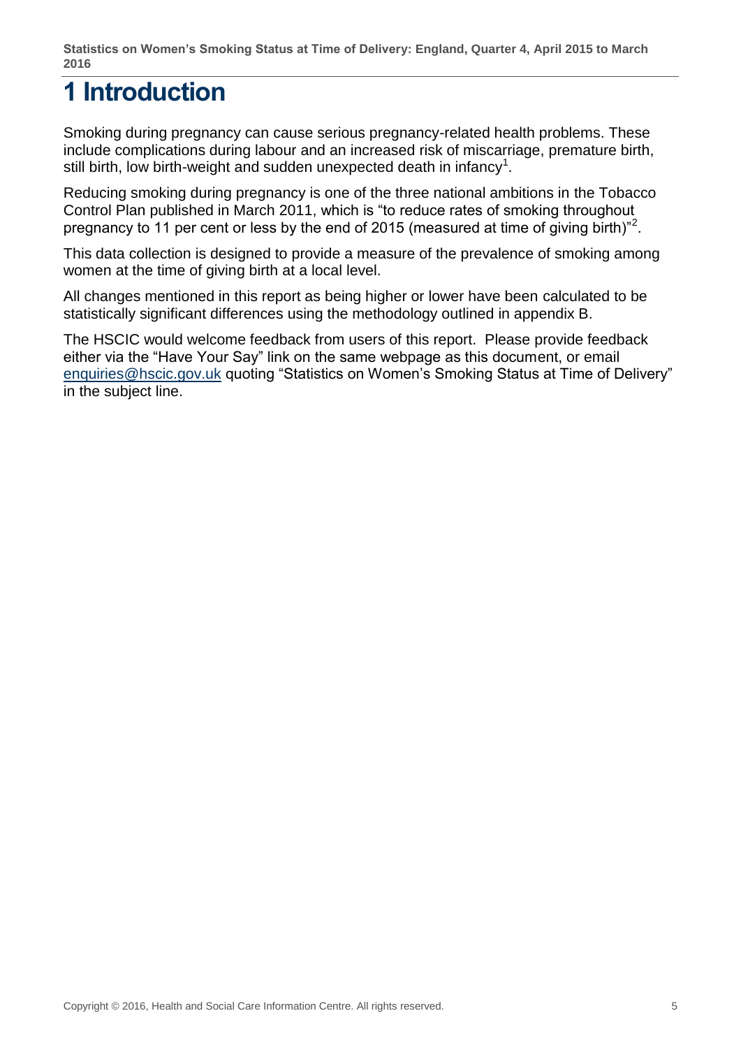# 1 Introduction

Smoking during pregnancy can cause serious pregnancy-related health problems. These include complications during labour and an increased risk of miscarriage, premature birth, still birth, low birth-weight and sudden unexpected death in infancy[1].

Reducing smoking during pregnancy is one of the three national ambitions in the Tobacco Control Plan published in March 2011, which is "to reduce rates of smoking throughout pregnancy to 11 per cent or less by the end of 2015 (measured at time of giving birth)"[2].

This data collection is designed to provide a measure of the prevalence of smoking among women at the time of giving birth at a local level.

All changes mentioned in this report as being higher or lower have been calculated to be statistically significant differences using the methodology outlined in appendix B.

The HSCIC would welcome feedback from users of this report. Please provide feedback either via the "Have Your Say" link on the same webpage as this document, or email enquiries@hscic.gov.uk quoting "Statistics on Women's Smoking Status at Time of Delivery" in the subject line.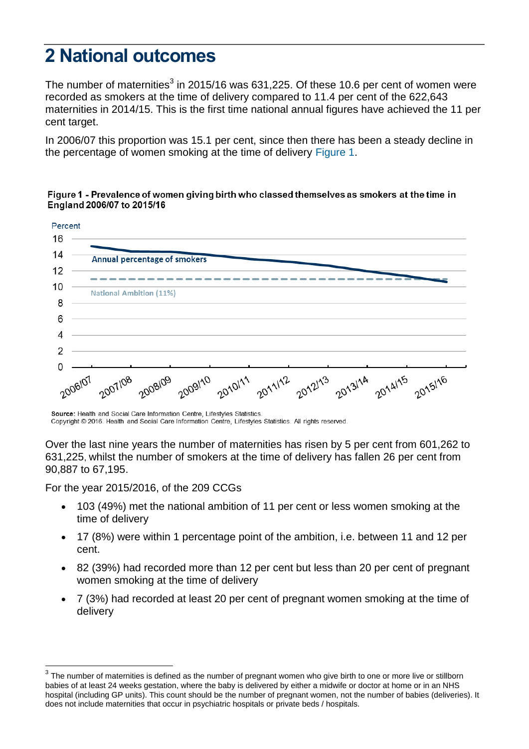# 2 National outcomes

The number of maternities[3] in 2015/16 was 631,225. Of these 10.6 per cent of women were recorded as smokers at the time of delivery compared to 11.4 per cent of the 622,643 maternities in 2014/15. This is the first time national annual figures have achieved the 11 per cent target.

In 2006/07 this proportion was 15.1 per cent, since then there has been a steady decline in the percentage of women smoking at the time of delivery Figure 1.

**Figure 1 - Prevalence of women giving birth who classed themselves as smokers at the time in England 2006/07 to 2015/16**

**Source:** Health and Social Care Information Centre, Lifestyles Statistics.
Copyright © 2016. Health and Social Care Information Centre, Lifestyles Statistics. All rights reserved.

Over the last nine years the number of maternities has risen by 5 per cent from 601,262 to 631,225, whilst the number of smokers at the time of delivery has fallen 26 per cent from 90,887 to 67,195.

For the year 2015/2016, of the 209 CCGs

- 103 (49%) met the national ambition of 11 per cent or less women smoking at the time of delivery
- 17 (8%) were within 1 percentage point of the ambition, i.e. between 11 and 12 per cent.
- 82 (39%) had recorded more than 12 per cent but less than 20 per cent of pregnant women smoking at the time of delivery
- 7 (3%) had recorded at least 20 per cent of pregnant women smoking at the time of delivery

[3] The number of maternities is defined as the number of pregnant women who give birth to one or more live or stillborn babies of at least 24 weeks gestation, where the baby is delivered by either a midwife or doctor at home or in an NHS hospital (including GP units). This count should be the number of pregnant women, not the number of babies (deliveries). It does not include maternities that occur in psychiatric hospitals or private beds / hospitals.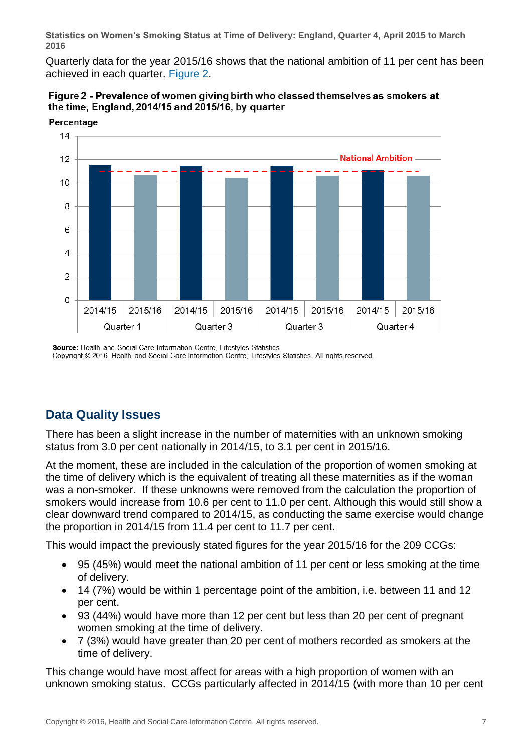Quarterly data for the year 2015/16 shows that the national ambition of 11 per cent has been achieved in each quarter. Figure 2.

**Figure 2 - Prevalence of women giving birth who classed themselves as smokers at the time, England, 2014/15 and 2015/16, by quarter**

Source: Health and Social Care Information Centre, Lifestyles Statistics.
Copyright © 2016. Health and Social Care Information Centre, Lifestyles Statistics. All rights reserved.

## Data Quality Issues

There has been a slight increase in the number of maternities with an unknown smoking status from 3.0 per cent nationally in 2014/15, to 3.1 per cent in 2015/16.

At the moment, these are included in the calculation of the proportion of women smoking at the time of delivery which is the equivalent of treating all these maternities as if the woman was a non-smoker. If these unknowns were removed from the calculation the proportion of smokers would increase from 10.6 per cent to 11.0 per cent. Although this would still show a clear downward trend compared to 2014/15, as conducting the same exercise would change the proportion in 2014/15 from 11.4 per cent to 11.7 per cent.

This would impact the previously stated figures for the year 2015/16 for the 209 CCGs:

- 95 (45%) would meet the national ambition of 11 per cent or less smoking at the time of delivery.
- 14 (7%) would be within 1 percentage point of the ambition, i.e. between 11 and 12 per cent.
- 93 (44%) would have more than 12 per cent but less than 20 per cent of pregnant women smoking at the time of delivery.
- 7 (3%) would have greater than 20 per cent of mothers recorded as smokers at the time of delivery.

This change would have most affect for areas with a high proportion of women with an unknown smoking status. CCGs particularly affected in 2014/15 (with more than 10 per cent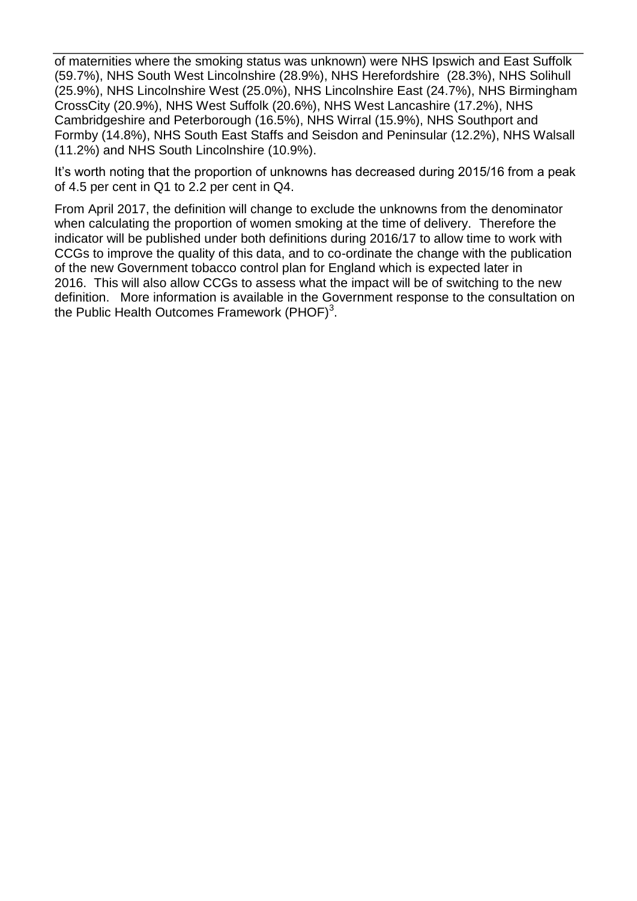of maternities where the smoking status was unknown) were NHS Ipswich and East Suffolk (59.7%), NHS South West Lincolnshire (28.9%), NHS Herefordshire (28.3%), NHS Solihull (25.9%), NHS Lincolnshire West (25.0%), NHS Lincolnshire East (24.7%), NHS Birmingham CrossCity (20.9%), NHS West Suffolk (20.6%), NHS West Lancashire (17.2%), NHS Cambridgeshire and Peterborough (16.5%), NHS Wirral (15.9%), NHS Southport and Formby (14.8%), NHS South East Staffs and Seisdon and Peninsular (12.2%), NHS Walsall (11.2%) and NHS South Lincolnshire (10.9%).

It's worth noting that the proportion of unknowns has decreased during 2015/16 from a peak of 4.5 per cent in Q1 to 2.2 per cent in Q4.

From April 2017, the definition will change to exclude the unknowns from the denominator when calculating the proportion of women smoking at the time of delivery. Therefore the indicator will be published under both definitions during 2016/17 to allow time to work with CCGs to improve the quality of this data, and to co-ordinate the change with the publication of the new Government tobacco control plan for England which is expected later in 2016. This will also allow CCGs to assess what the impact will be of switching to the new definition. More information is available in the Government response to the consultation on the Public Health Outcomes Framework (PHOF)[3].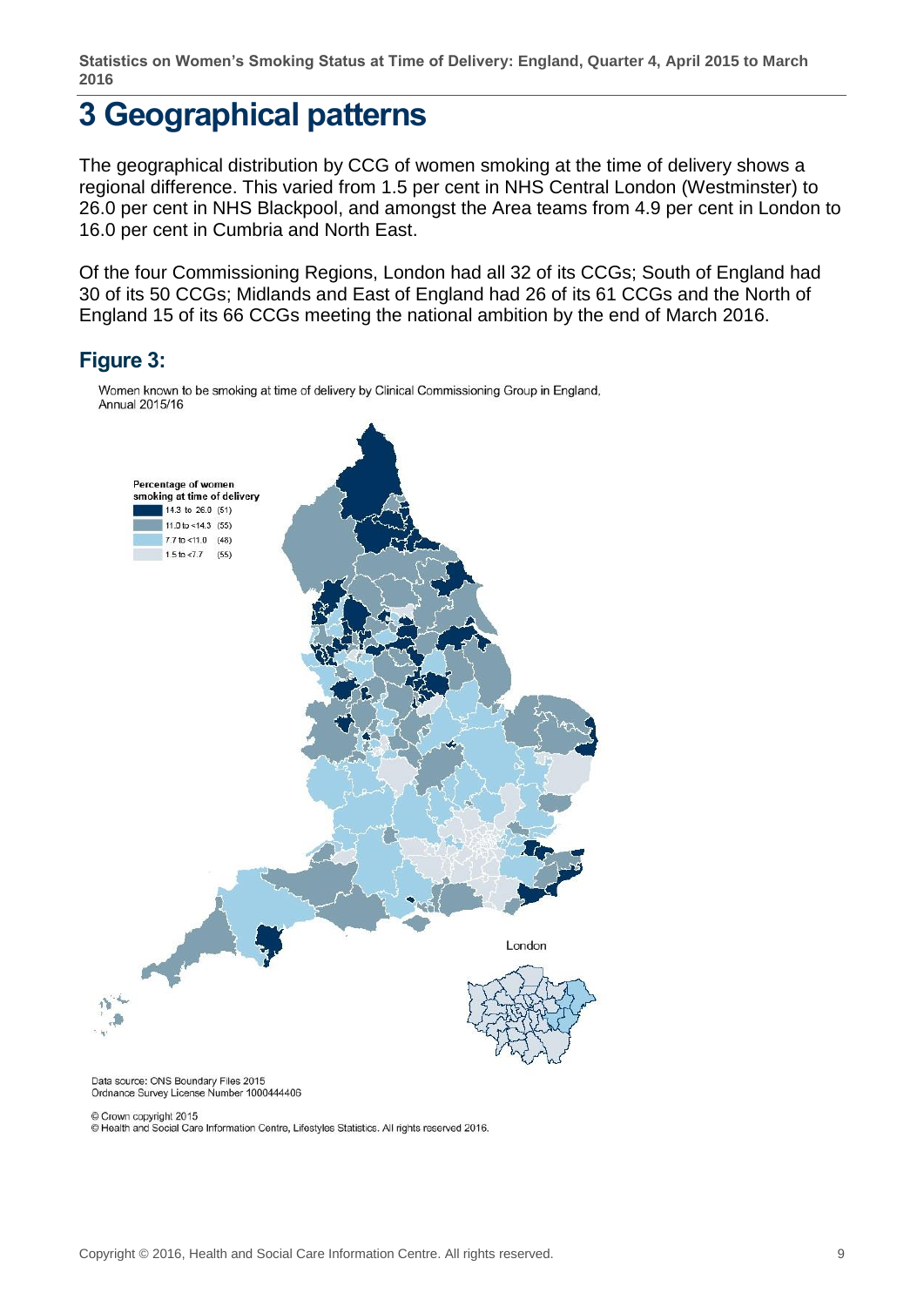# 3 Geographical patterns

The geographical distribution by CCG of women smoking at the time of delivery shows a regional difference. This varied from 1.5 per cent in NHS Central London (Westminster) to 26.0 per cent in NHS Blackpool, and amongst the Area teams from 4.9 per cent in London to 16.0 per cent in Cumbria and North East.

Of the four Commissioning Regions, London had all 32 of its CCGs; South of England had 30 of its 50 CCGs; Midlands and East of England had 26 of its 61 CCGs and the North of England 15 of its 66 CCGs meeting the national ambition by the end of March 2016.

## Figure 3:

Women known to be smoking at time of delivery by Clinical Commissioning Group in England, Annual 2015/16

Percentage of women smoking at time of delivery

- 14.3 to 26.0 (51)
- 11.0 to <14.3 (55)
- 7.7 to <11.0 (48)
- 1.5 to <7.7 (55)

London

Data source: ONS Boundary Files 2015
Ordnance Survey License Number 1000444406

© Crown copyright 2015
© Health and Social Care Information Centre, Lifestyles Statistics. All rights reserved 2016.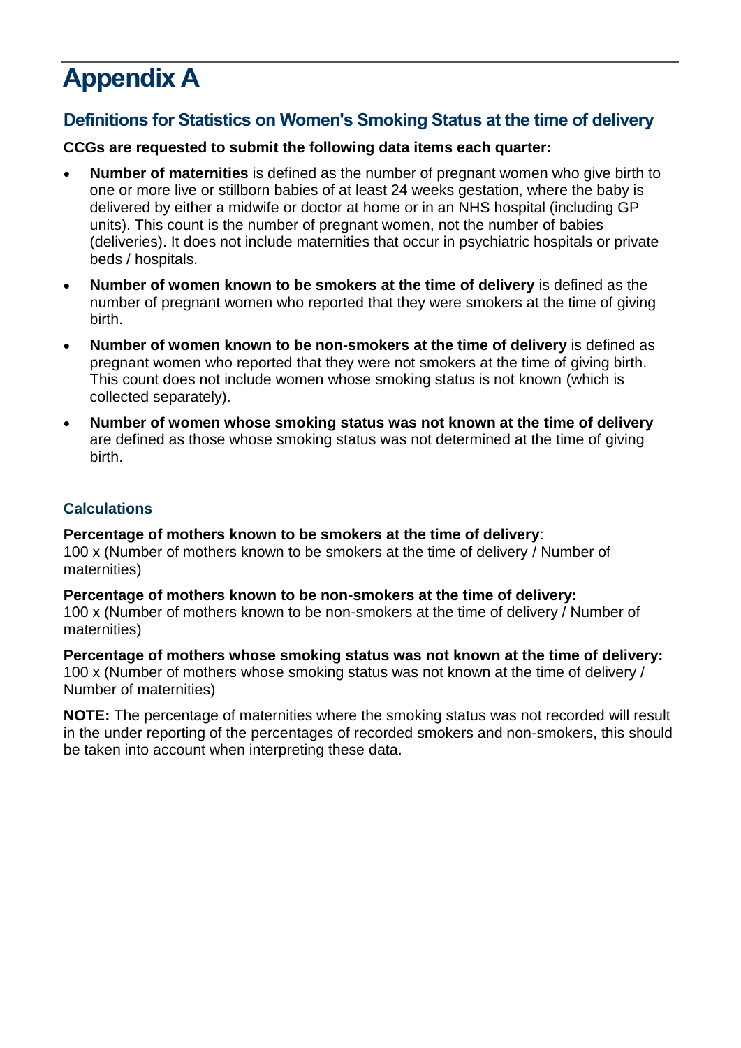# Appendix A

## Definitions for Statistics on Women's Smoking Status at the time of delivery

**CCGs are requested to submit the following data items each quarter:**

- **Number of maternities** is defined as the number of pregnant women who give birth to one or more live or stillborn babies of at least 24 weeks gestation, where the baby is delivered by either a midwife or doctor at home or in an NHS hospital (including GP units). This count is the number of pregnant women, not the number of babies (deliveries). It does not include maternities that occur in psychiatric hospitals or private beds / hospitals.
- **Number of women known to be smokers at the time of delivery** is defined as the number of pregnant women who reported that they were smokers at the time of giving birth.
- **Number of women known to be non-smokers at the time of delivery** is defined as pregnant women who reported that they were not smokers at the time of giving birth. This count does not include women whose smoking status is not known (which is collected separately).
- **Number of women whose smoking status was not known at the time of delivery** are defined as those whose smoking status was not determined at the time of giving birth.

### Calculations

**Percentage of mothers known to be smokers at the time of delivery**:
100 x (Number of mothers known to be smokers at the time of delivery / Number of maternities)

**Percentage of mothers known to be non-smokers at the time of delivery:**
100 x (Number of mothers known to be non-smokers at the time of delivery / Number of maternities)

**Percentage of mothers whose smoking status was not known at the time of delivery:**
100 x (Number of mothers whose smoking status was not known at the time of delivery / Number of maternities)

**NOTE:** The percentage of maternities where the smoking status was not recorded will result in the under reporting of the percentages of recorded smokers and non-smokers, this should be taken into account when interpreting these data.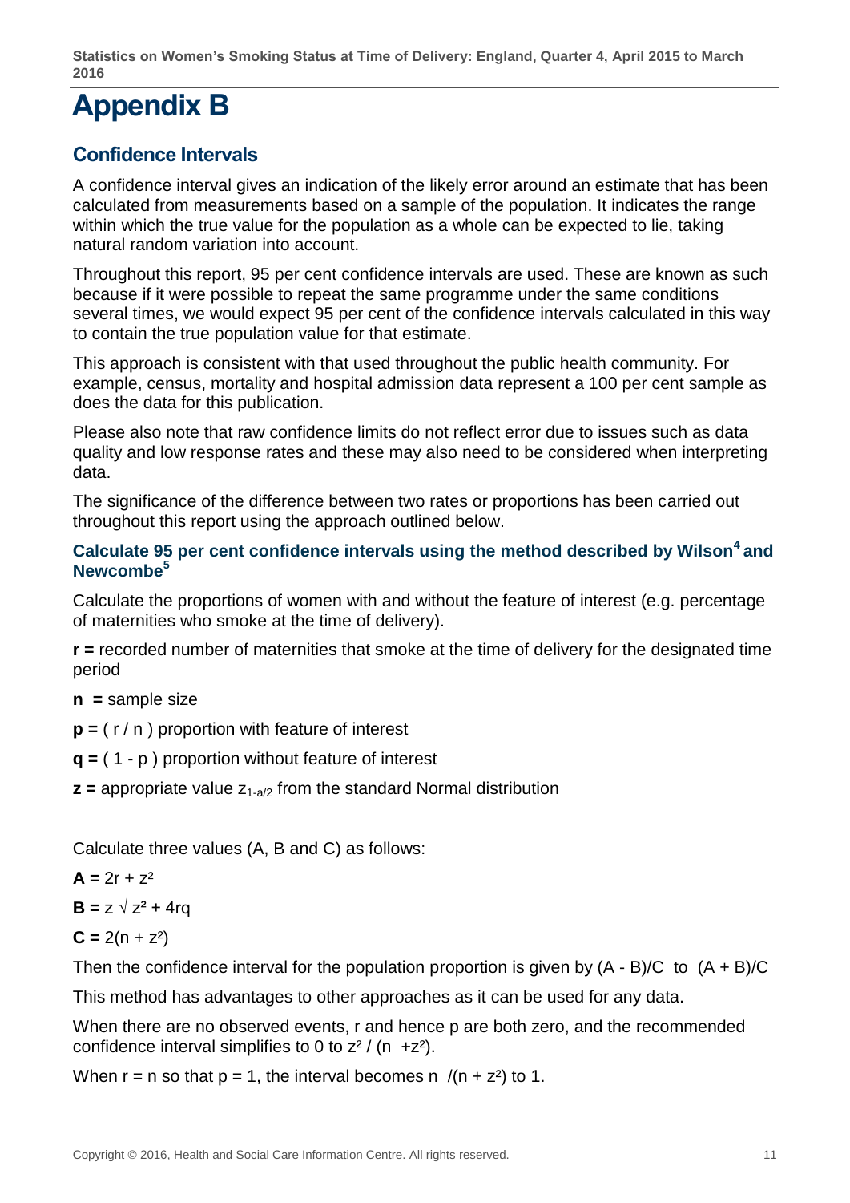# Appendix B

## Confidence Intervals

A confidence interval gives an indication of the likely error around an estimate that has been calculated from measurements based on a sample of the population. It indicates the range within which the true value for the population as a whole can be expected to lie, taking natural random variation into account.

Throughout this report, 95 per cent confidence intervals are used. These are known as such because if it were possible to repeat the same programme under the same conditions several times, we would expect 95 per cent of the confidence intervals calculated in this way to contain the true population value for that estimate.

This approach is consistent with that used throughout the public health community. For example, census, mortality and hospital admission data represent a 100 per cent sample as does the data for this publication.

Please also note that raw confidence limits do not reflect error due to issues such as data quality and low response rates and these may also need to be considered when interpreting data.

The significance of the difference between two rates or proportions has been carried out throughout this report using the approach outlined below.

### Calculate 95 per cent confidence intervals using the method described by Wilson[4] and Newcombe[5]

Calculate the proportions of women with and without the feature of interest (e.g. percentage of maternities who smoke at the time of delivery).

**r =** recorded number of maternities that smoke at the time of delivery for the designated time period

**n =** sample size

**p =** ( r / n ) proportion with feature of interest

**q =** ( 1 - p ) proportion without feature of interest

**z =** appropriate value $z_{1-a/2}$ from the standard Normal distribution

Calculate three values (A, B and C) as follows:

**A =** $2r + z^2$

**B =** $z\sqrt{z^2 + 4rq}$

**C =** $2(n + z^2)$

Then the confidence interval for the population proportion is given by $(A - B)/C$ to $(A + B)/C$

This method has advantages to other approaches as it can be used for any data.

When there are no observed events, r and hence p are both zero, and the recommended confidence interval simplifies to 0 to $z^2 / (n + z^2)$.

When $r = n$ so that $p = 1$, the interval becomes $n / (n + z^2)$ to 1.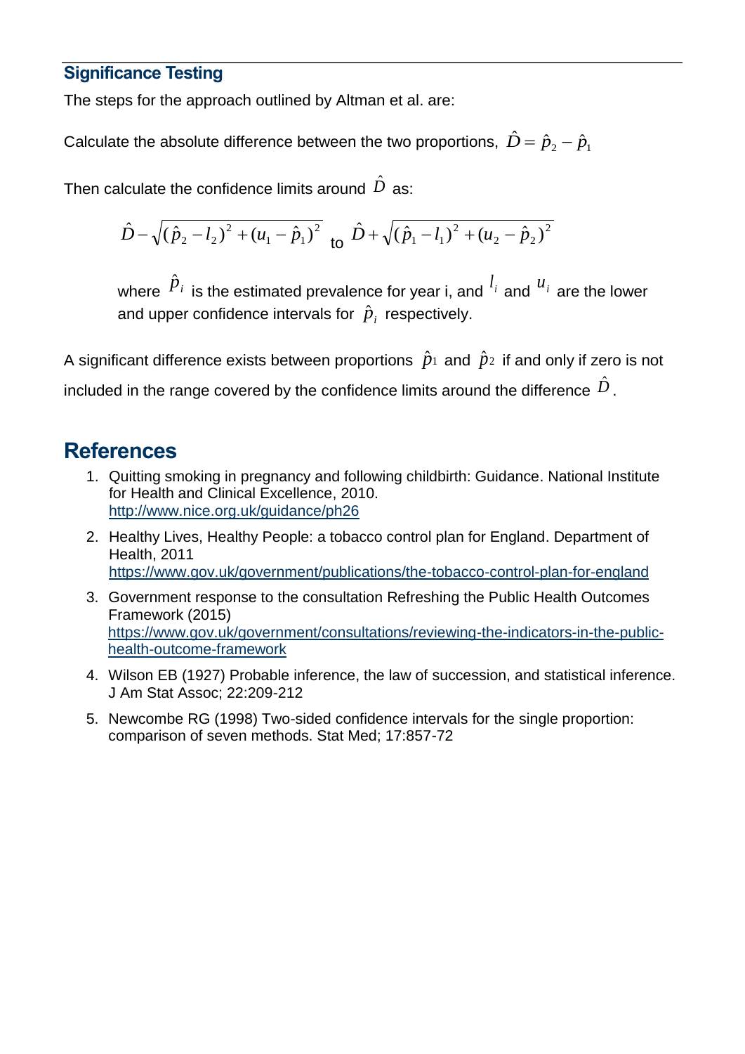### Significance Testing

The steps for the approach outlined by Altman et al. are:

Calculate the absolute difference between the two proportions, $\hat{D} = \hat{p}_2 - \hat{p}_1$

Then calculate the confidence limits around $\hat{D}$ as:

$$\hat{D} - \sqrt{(\hat{p}_2 - l_2)^2 + (u_1 - \hat{p}_1)^2} \text{ to } \hat{D} + \sqrt{(\hat{p}_1 - l_1)^2 + (u_2 - \hat{p}_2)^2}$$

where $\hat{p}_i$ is the estimated prevalence for year i, and $l_i$ and $u_i$ are the lower and upper confidence intervals for $\hat{p}_i$ respectively.

A significant difference exists between proportions $\hat{p}_1$ and $\hat{p}_2$ if and only if zero is not included in the range covered by the confidence limits around the difference $\hat{D}$.

## References

1. Quitting smoking in pregnancy and following childbirth: Guidance. National Institute for Health and Clinical Excellence, 2010. http://www.nice.org.uk/guidance/ph26
2. Healthy Lives, Healthy People: a tobacco control plan for England. Department of Health, 2011 https://www.gov.uk/government/publications/the-tobacco-control-plan-for-england
3. Government response to the consultation Refreshing the Public Health Outcomes Framework (2015) https://www.gov.uk/government/consultations/reviewing-the-indicators-in-the-public-health-outcome-framework
4. Wilson EB (1927) Probable inference, the law of succession, and statistical inference. J Am Stat Assoc; 22:209-212
5. Newcombe RG (1998) Two-sided confidence intervals for the single proportion: comparison of seven methods. Stat Med; 17:857-72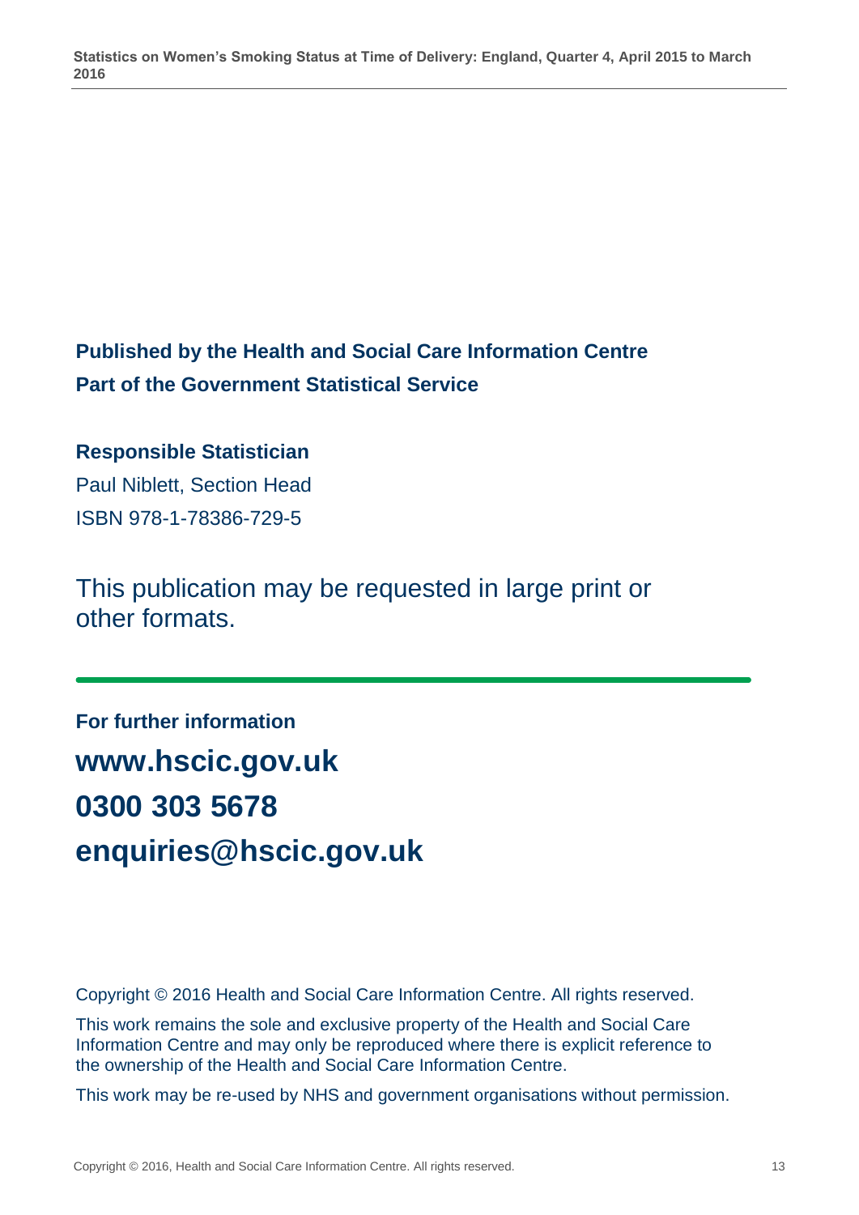**Published by the Health and Social Care Information Centre**
**Part of the Government Statistical Service**

**Responsible Statistician**

Paul Niblett, Section Head

ISBN 978-1-78386-729-5

This publication may be requested in large print or other formats.

---

**For further information**

## www.hscic.gov.uk

## 0300 303 5678

## enquiries@hscic.gov.uk

Copyright © 2016 Health and Social Care Information Centre. All rights reserved.

This work remains the sole and exclusive property of the Health and Social Care Information Centre and may only be reproduced where there is explicit reference to the ownership of the Health and Social Care Information Centre.

This work may be re-used by NHS and government organisations without permission.